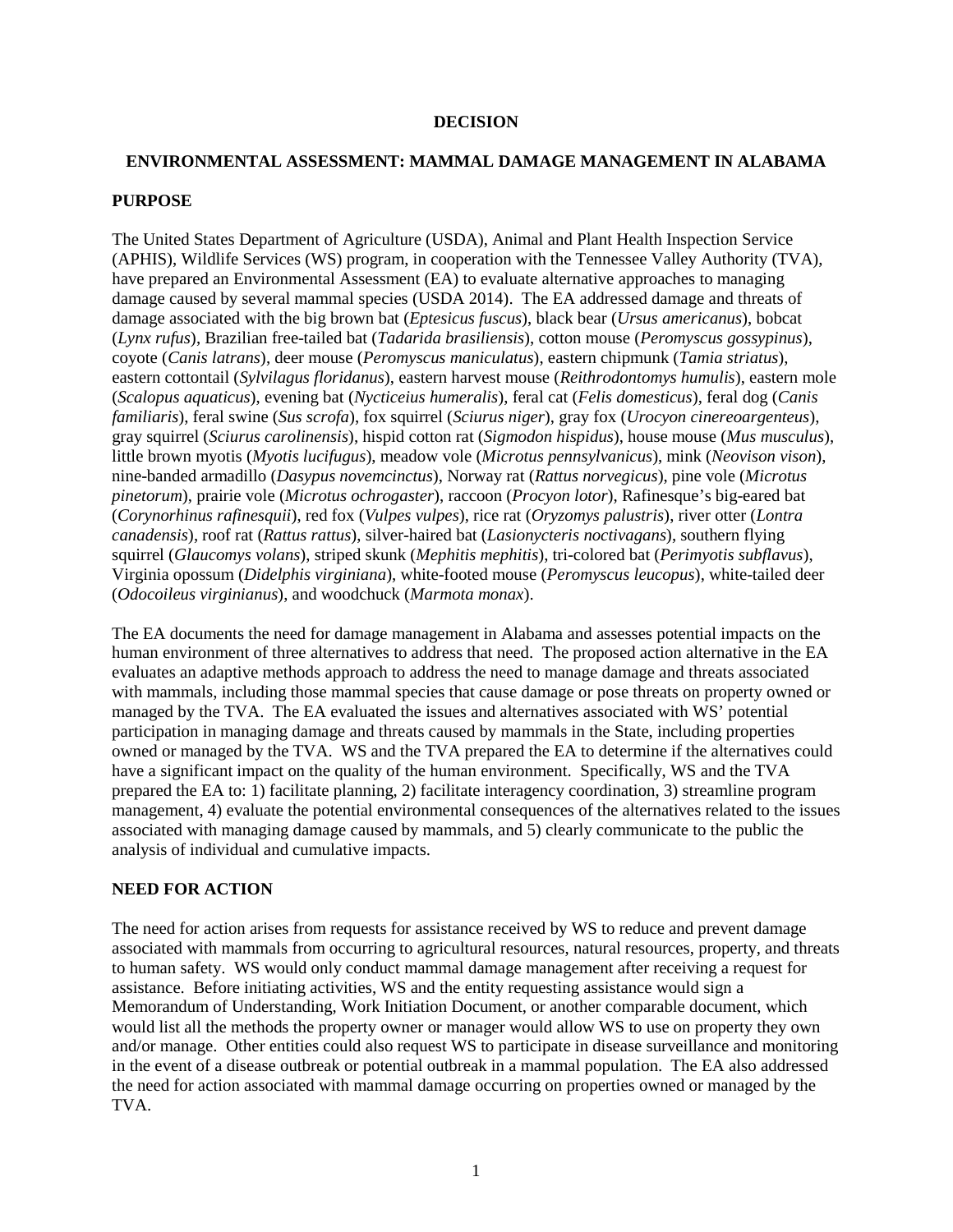# DECISION

## ENVIRONMENTAL ASSESSMENT: MAMMAL DAMAGE MANAGEMENT IN ALABAMA

### PURPOSE

The United States Department of Agriculture (USDA), Animal and Plant Health Inspection Service (APHIS), Wildlife Services (WS) program, in cooperation with the Tennessee Valley Authority (TVA), have prepared an Environmental Assessment (EA) to evaluate alternative approaches to managing damage caused by several mammal species (USDA 2014). The EA addressed damage and threats of damage associated with the big brown bat (*Eptesicus fuscus*), black bear (*Ursus americanus*), bobcat (*Lynx rufus*), Brazilian free-tailed bat (*Tadarida brasiliensis*), cotton mouse (*Peromyscus gossypinus*), coyote (*Canis latrans*), deer mouse (*Peromyscus maniculatus*), eastern chipmunk (*Tamia striatus*), eastern cottontail (*Sylvilagus floridanus*), eastern harvest mouse (*Reithrodontomys humulis*), eastern mole (*Scalopus aquaticus*), evening bat (*Nycticeius humeralis*), feral cat (*Felis domesticus*), feral dog (*Canis familiaris*), feral swine (*Sus scrofa*), fox squirrel (*Sciurus niger*), gray fox (*Urocyon cinereoargenteus*), gray squirrel (*Sciurus carolinensis*), hispid cotton rat (*Sigmodon hispidus*), house mouse (*Mus musculus*), little brown myotis (*Myotis lucifugus*), meadow vole (*Microtus pennsylvanicus*), mink (*Neovison vison*), nine-banded armadillo (*Dasypus novemcinctus*), Norway rat (*Rattus norvegicus*), pine vole (*Microtus pinetorum*), prairie vole (*Microtus ochrogaster*), raccoon (*Procyon lotor*), Rafinesque's big-eared bat (*Corynorhinus rafinesquii*), red fox (*Vulpes vulpes*), rice rat (*Oryzomys palustris*), river otter (*Lontra canadensis*), roof rat (*Rattus rattus*), silver-haired bat (*Lasionycteris noctivagans*), southern flying squirrel (*Glaucomys volans*), striped skunk (*Mephitis mephitis*), tri-colored bat (*Perimyotis subflavus*), Virginia opossum (*Didelphis virginiana*), white-footed mouse (*Peromyscus leucopus*), white-tailed deer (*Odocoileus virginianus*), and woodchuck (*Marmota monax*).

The EA documents the need for damage management in Alabama and assesses potential impacts on the human environment of three alternatives to address that need. The proposed action alternative in the EA evaluates an adaptive methods approach to address the need to manage damage and threats associated with mammals, including those mammal species that cause damage or pose threats on property owned or managed by the TVA. The EA evaluated the issues and alternatives associated with WS' potential participation in managing damage and threats caused by mammals in the State, including properties owned or managed by the TVA. WS and the TVA prepared the EA to determine if the alternatives could have a significant impact on the quality of the human environment. Specifically, WS and the TVA prepared the EA to: 1) facilitate planning, 2) facilitate interagency coordination, 3) streamline program management, 4) evaluate the potential environmental consequences of the alternatives related to the issues associated with managing damage caused by mammals, and 5) clearly communicate to the public the analysis of individual and cumulative impacts.

### NEED FOR ACTION

The need for action arises from requests for assistance received by WS to reduce and prevent damage associated with mammals from occurring to agricultural resources, natural resources, property, and threats to human safety. WS would only conduct mammal damage management after receiving a request for assistance. Before initiating activities, WS and the entity requesting assistance would sign a Memorandum of Understanding, Work Initiation Document, or another comparable document, which would list all the methods the property owner or manager would allow WS to use on property they own and/or manage. Other entities could also request WS to participate in disease surveillance and monitoring in the event of a disease outbreak or potential outbreak in a mammal population. The EA also addressed the need for action associated with mammal damage occurring on properties owned or managed by the TVA.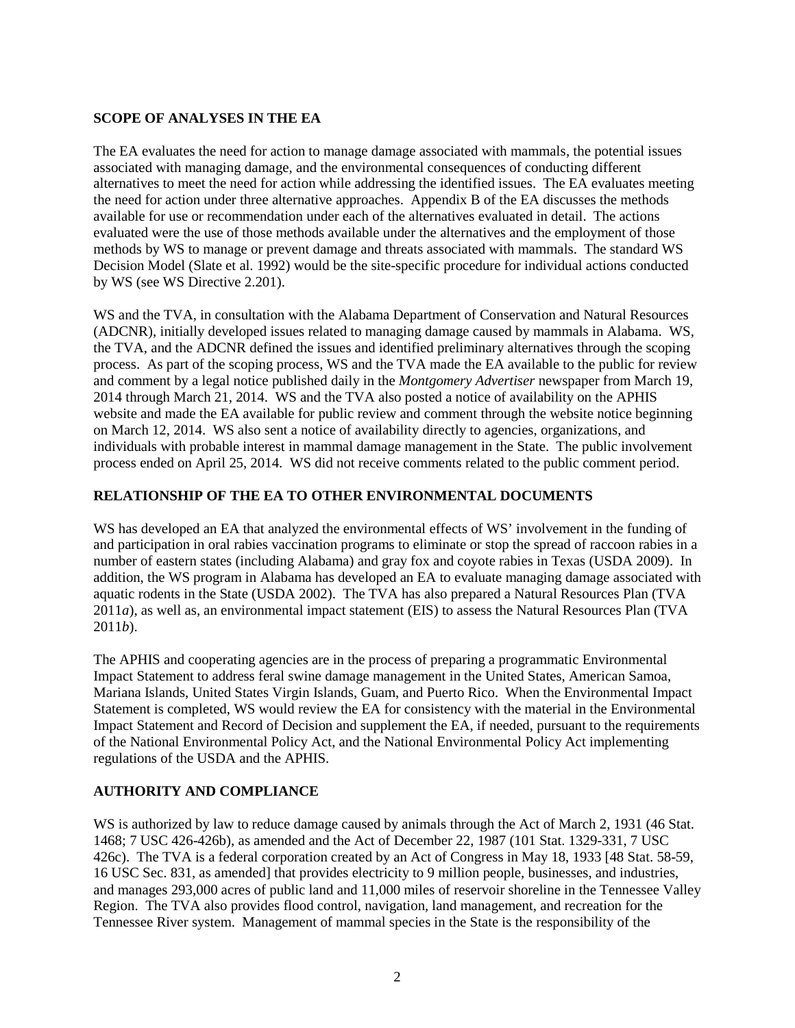## SCOPE OF ANALYSES IN THE EA

The EA evaluates the need for action to manage damage associated with mammals, the potential issues associated with managing damage, and the environmental consequences of conducting different alternatives to meet the need for action while addressing the identified issues. The EA evaluates meeting the need for action under three alternative approaches. Appendix B of the EA discusses the methods available for use or recommendation under each of the alternatives evaluated in detail. The actions evaluated were the use of those methods available under the alternatives and the employment of those methods by WS to manage or prevent damage and threats associated with mammals. The standard WS Decision Model (Slate et al. 1992) would be the site-specific procedure for individual actions conducted by WS (see WS Directive 2.201).

WS and the TVA, in consultation with the Alabama Department of Conservation and Natural Resources (ADCNR), initially developed issues related to managing damage caused by mammals in Alabama. WS, the TVA, and the ADCNR defined the issues and identified preliminary alternatives through the scoping process. As part of the scoping process, WS and the TVA made the EA available to the public for review and comment by a legal notice published daily in the *Montgomery Advertiser* newspaper from March 19, 2014 through March 21, 2014. WS and the TVA also posted a notice of availability on the APHIS website and made the EA available for public review and comment through the website notice beginning on March 12, 2014. WS also sent a notice of availability directly to agencies, organizations, and individuals with probable interest in mammal damage management in the State. The public involvement process ended on April 25, 2014. WS did not receive comments related to the public comment period.

## RELATIONSHIP OF THE EA TO OTHER ENVIRONMENTAL DOCUMENTS

WS has developed an EA that analyzed the environmental effects of WS' involvement in the funding of and participation in oral rabies vaccination programs to eliminate or stop the spread of raccoon rabies in a number of eastern states (including Alabama) and gray fox and coyote rabies in Texas (USDA 2009). In addition, the WS program in Alabama has developed an EA to evaluate managing damage associated with aquatic rodents in the State (USDA 2002). The TVA has also prepared a Natural Resources Plan (TVA 2011*a*), as well as, an environmental impact statement (EIS) to assess the Natural Resources Plan (TVA 2011*b*).

The APHIS and cooperating agencies are in the process of preparing a programmatic Environmental Impact Statement to address feral swine damage management in the United States, American Samoa, Mariana Islands, United States Virgin Islands, Guam, and Puerto Rico. When the Environmental Impact Statement is completed, WS would review the EA for consistency with the material in the Environmental Impact Statement and Record of Decision and supplement the EA, if needed, pursuant to the requirements of the National Environmental Policy Act, and the National Environmental Policy Act implementing regulations of the USDA and the APHIS.

## AUTHORITY AND COMPLIANCE

WS is authorized by law to reduce damage caused by animals through the Act of March 2, 1931 (46 Stat. 1468; 7 USC 426-426b), as amended and the Act of December 22, 1987 (101 Stat. 1329-331, 7 USC 426c). The TVA is a federal corporation created by an Act of Congress in May 18, 1933 [48 Stat. 58-59, 16 USC Sec. 831, as amended] that provides electricity to 9 million people, businesses, and industries, and manages 293,000 acres of public land and 11,000 miles of reservoir shoreline in the Tennessee Valley Region. The TVA also provides flood control, navigation, land management, and recreation for the Tennessee River system. Management of mammal species in the State is the responsibility of the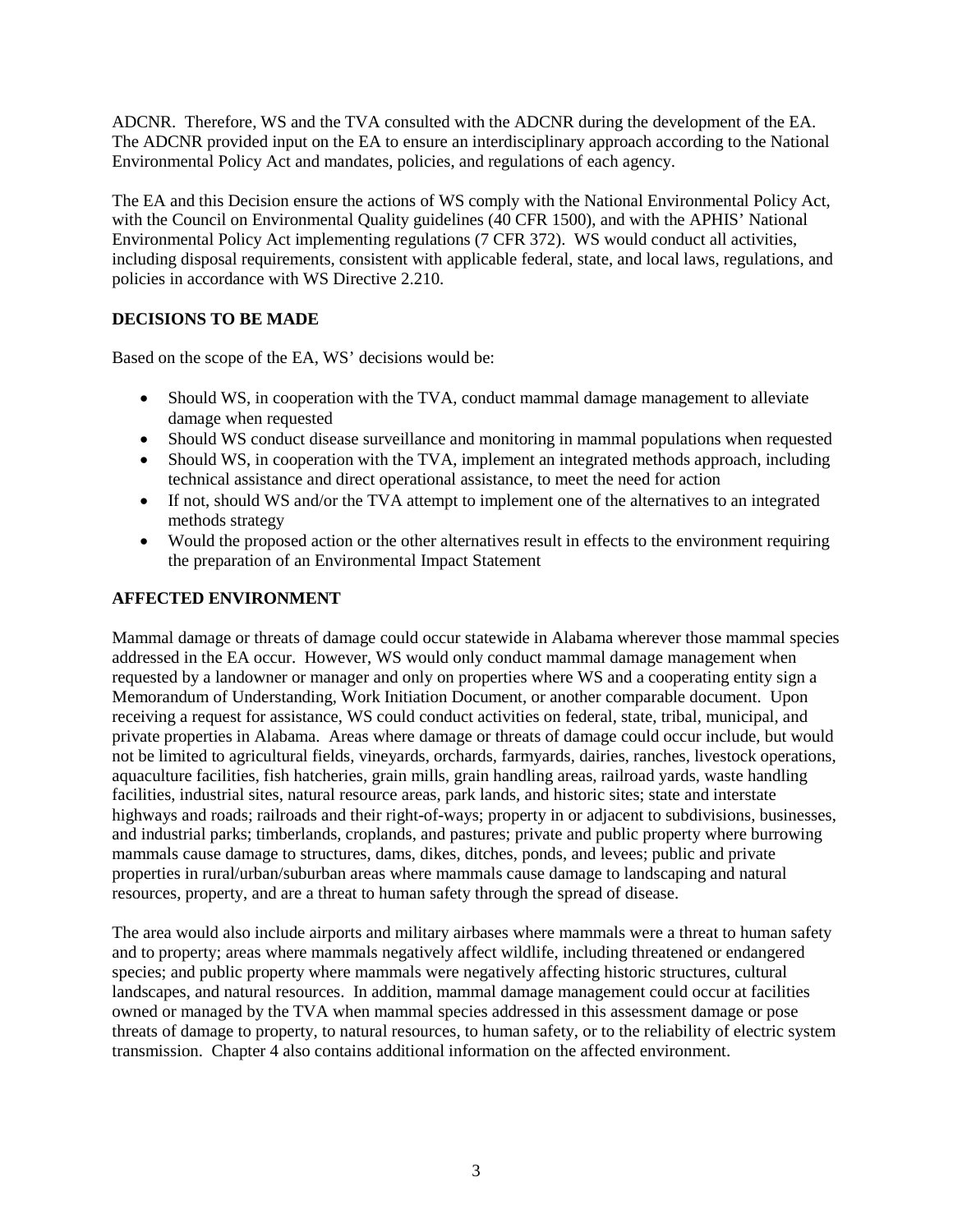ADCNR. Therefore, WS and the TVA consulted with the ADCNR during the development of the EA. The ADCNR provided input on the EA to ensure an interdisciplinary approach according to the National Environmental Policy Act and mandates, policies, and regulations of each agency.

The EA and this Decision ensure the actions of WS comply with the National Environmental Policy Act, with the Council on Environmental Quality guidelines (40 CFR 1500), and with the APHIS' National Environmental Policy Act implementing regulations (7 CFR 372). WS would conduct all activities, including disposal requirements, consistent with applicable federal, state, and local laws, regulations, and policies in accordance with WS Directive 2.210.

## DECISIONS TO BE MADE

Based on the scope of the EA, WS' decisions would be:

- Should WS, in cooperation with the TVA, conduct mammal damage management to alleviate damage when requested
- Should WS conduct disease surveillance and monitoring in mammal populations when requested
- Should WS, in cooperation with the TVA, implement an integrated methods approach, including technical assistance and direct operational assistance, to meet the need for action
- If not, should WS and/or the TVA attempt to implement one of the alternatives to an integrated methods strategy
- Would the proposed action or the other alternatives result in effects to the environment requiring the preparation of an Environmental Impact Statement

## AFFECTED ENVIRONMENT

Mammal damage or threats of damage could occur statewide in Alabama wherever those mammal species addressed in the EA occur. However, WS would only conduct mammal damage management when requested by a landowner or manager and only on properties where WS and a cooperating entity sign a Memorandum of Understanding, Work Initiation Document, or another comparable document. Upon receiving a request for assistance, WS could conduct activities on federal, state, tribal, municipal, and private properties in Alabama. Areas where damage or threats of damage could occur include, but would not be limited to agricultural fields, vineyards, orchards, farmyards, dairies, ranches, livestock operations, aquaculture facilities, fish hatcheries, grain mills, grain handling areas, railroad yards, waste handling facilities, industrial sites, natural resource areas, park lands, and historic sites; state and interstate highways and roads; railroads and their right-of-ways; property in or adjacent to subdivisions, businesses, and industrial parks; timberlands, croplands, and pastures; private and public property where burrowing mammals cause damage to structures, dams, dikes, ditches, ponds, and levees; public and private properties in rural/urban/suburban areas where mammals cause damage to landscaping and natural resources, property, and are a threat to human safety through the spread of disease.

The area would also include airports and military airbases where mammals were a threat to human safety and to property; areas where mammals negatively affect wildlife, including threatened or endangered species; and public property where mammals were negatively affecting historic structures, cultural landscapes, and natural resources. In addition, mammal damage management could occur at facilities owned or managed by the TVA when mammal species addressed in this assessment damage or pose threats of damage to property, to natural resources, to human safety, or to the reliability of electric system transmission. Chapter 4 also contains additional information on the affected environment.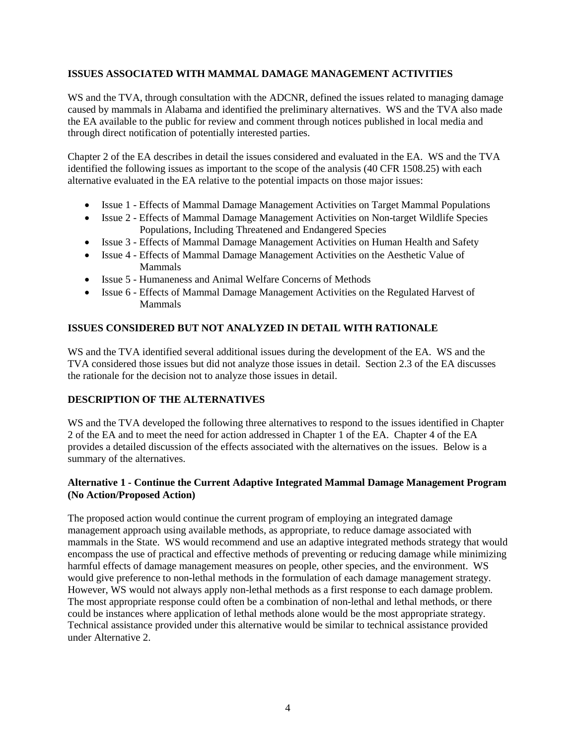## ISSUES ASSOCIATED WITH MAMMAL DAMAGE MANAGEMENT ACTIVITIES

WS and the TVA, through consultation with the ADCNR, defined the issues related to managing damage caused by mammals in Alabama and identified the preliminary alternatives. WS and the TVA also made the EA available to the public for review and comment through notices published in local media and through direct notification of potentially interested parties.

Chapter 2 of the EA describes in detail the issues considered and evaluated in the EA. WS and the TVA identified the following issues as important to the scope of the analysis (40 CFR 1508.25) with each alternative evaluated in the EA relative to the potential impacts on those major issues:

- Issue 1 - Effects of Mammal Damage Management Activities on Target Mammal Populations
- Issue 2 - Effects of Mammal Damage Management Activities on Non-target Wildlife Species Populations, Including Threatened and Endangered Species
- Issue 3 - Effects of Mammal Damage Management Activities on Human Health and Safety
- Issue 4 - Effects of Mammal Damage Management Activities on the Aesthetic Value of Mammals
- Issue 5 - Humaneness and Animal Welfare Concerns of Methods
- Issue 6 - Effects of Mammal Damage Management Activities on the Regulated Harvest of Mammals

## ISSUES CONSIDERED BUT NOT ANALYZED IN DETAIL WITH RATIONALE

WS and the TVA identified several additional issues during the development of the EA. WS and the TVA considered those issues but did not analyze those issues in detail. Section 2.3 of the EA discusses the rationale for the decision not to analyze those issues in detail.

## DESCRIPTION OF THE ALTERNATIVES

WS and the TVA developed the following three alternatives to respond to the issues identified in Chapter 2 of the EA and to meet the need for action addressed in Chapter 1 of the EA. Chapter 4 of the EA provides a detailed discussion of the effects associated with the alternatives on the issues. Below is a summary of the alternatives.

### Alternative 1 - Continue the Current Adaptive Integrated Mammal Damage Management Program (No Action/Proposed Action)

The proposed action would continue the current program of employing an integrated damage management approach using available methods, as appropriate, to reduce damage associated with mammals in the State. WS would recommend and use an adaptive integrated methods strategy that would encompass the use of practical and effective methods of preventing or reducing damage while minimizing harmful effects of damage management measures on people, other species, and the environment. WS would give preference to non-lethal methods in the formulation of each damage management strategy. However, WS would not always apply non-lethal methods as a first response to each damage problem. The most appropriate response could often be a combination of non-lethal and lethal methods, or there could be instances where application of lethal methods alone would be the most appropriate strategy. Technical assistance provided under this alternative would be similar to technical assistance provided under Alternative 2.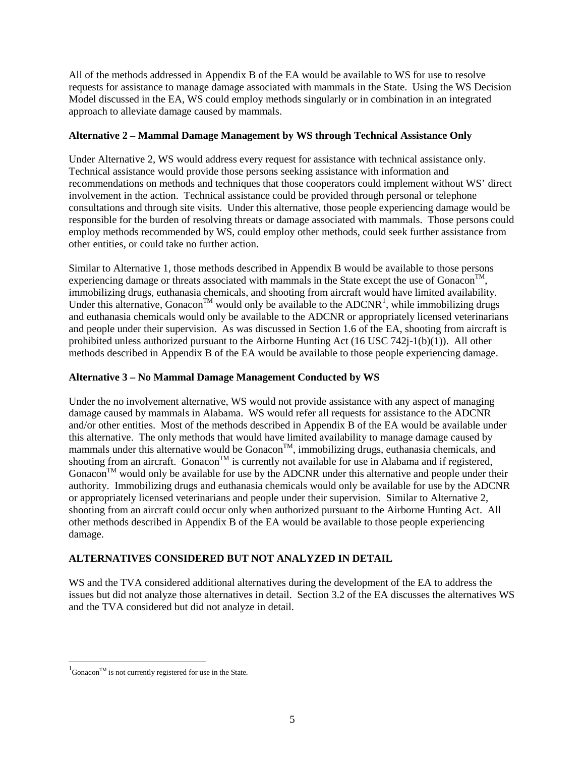All of the methods addressed in Appendix B of the EA would be available to WS for use to resolve requests for assistance to manage damage associated with mammals in the State. Using the WS Decision Model discussed in the EA, WS could employ methods singularly or in combination in an integrated approach to alleviate damage caused by mammals.

**Alternative 2 – Mammal Damage Management by WS through Technical Assistance Only**

Under Alternative 2, WS would address every request for assistance with technical assistance only. Technical assistance would provide those persons seeking assistance with information and recommendations on methods and techniques that those cooperators could implement without WS' direct involvement in the action. Technical assistance could be provided through personal or telephone consultations and through site visits. Under this alternative, those people experiencing damage would be responsible for the burden of resolving threats or damage associated with mammals. Those persons could employ methods recommended by WS, could employ other methods, could seek further assistance from other entities, or could take no further action.

Similar to Alternative 1, those methods described in Appendix B would be available to those persons experiencing damage or threats associated with mammals in the State except the use of Gonacon™, immobilizing drugs, euthanasia chemicals, and shooting from aircraft would have limited availability. Under this alternative, Gonacon™ would only be available to the ADCNR[1], while immobilizing drugs and euthanasia chemicals would only be available to the ADCNR or appropriately licensed veterinarians and people under their supervision. As was discussed in Section 1.6 of the EA, shooting from aircraft is prohibited unless authorized pursuant to the Airborne Hunting Act (16 USC 742j-1(b)(1)). All other methods described in Appendix B of the EA would be available to those people experiencing damage.

**Alternative 3 – No Mammal Damage Management Conducted by WS**

Under the no involvement alternative, WS would not provide assistance with any aspect of managing damage caused by mammals in Alabama. WS would refer all requests for assistance to the ADCNR and/or other entities. Most of the methods described in Appendix B of the EA would be available under this alternative. The only methods that would have limited availability to manage damage caused by mammals under this alternative would be Gonacon™, immobilizing drugs, euthanasia chemicals, and shooting from an aircraft. Gonacon™ is currently not available for use in Alabama and if registered, Gonacon™ would only be available for use by the ADCNR under this alternative and people under their authority. Immobilizing drugs and euthanasia chemicals would only be available for use by the ADCNR or appropriately licensed veterinarians and people under their supervision. Similar to Alternative 2, shooting from an aircraft could occur only when authorized pursuant to the Airborne Hunting Act. All other methods described in Appendix B of the EA would be available to those people experiencing damage.

## ALTERNATIVES CONSIDERED BUT NOT ANALYZED IN DETAIL

WS and the TVA considered additional alternatives during the development of the EA to address the issues but did not analyze those alternatives in detail. Section 3.2 of the EA discusses the alternatives WS and the TVA considered but did not analyze in detail.

---

[1] Gonacon™ is not currently registered for use in the State.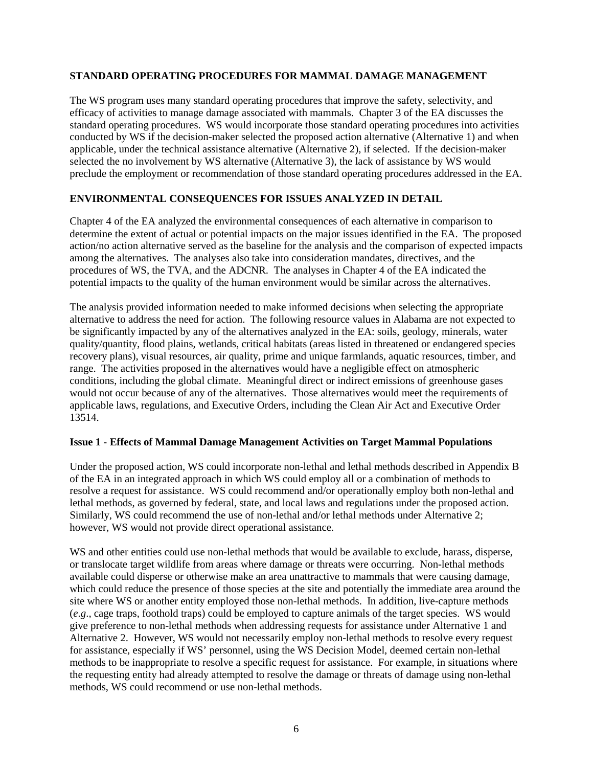## STANDARD OPERATING PROCEDURES FOR MAMMAL DAMAGE MANAGEMENT

The WS program uses many standard operating procedures that improve the safety, selectivity, and efficacy of activities to manage damage associated with mammals. Chapter 3 of the EA discusses the standard operating procedures. WS would incorporate those standard operating procedures into activities conducted by WS if the decision-maker selected the proposed action alternative (Alternative 1) and when applicable, under the technical assistance alternative (Alternative 2), if selected. If the decision-maker selected the no involvement by WS alternative (Alternative 3), the lack of assistance by WS would preclude the employment or recommendation of those standard operating procedures addressed in the EA.

## ENVIRONMENTAL CONSEQUENCES FOR ISSUES ANALYZED IN DETAIL

Chapter 4 of the EA analyzed the environmental consequences of each alternative in comparison to determine the extent of actual or potential impacts on the major issues identified in the EA. The proposed action/no action alternative served as the baseline for the analysis and the comparison of expected impacts among the alternatives. The analyses also take into consideration mandates, directives, and the procedures of WS, the TVA, and the ADCNR. The analyses in Chapter 4 of the EA indicated the potential impacts to the quality of the human environment would be similar across the alternatives.

The analysis provided information needed to make informed decisions when selecting the appropriate alternative to address the need for action. The following resource values in Alabama are not expected to be significantly impacted by any of the alternatives analyzed in the EA: soils, geology, minerals, water quality/quantity, flood plains, wetlands, critical habitats (areas listed in threatened or endangered species recovery plans), visual resources, air quality, prime and unique farmlands, aquatic resources, timber, and range. The activities proposed in the alternatives would have a negligible effect on atmospheric conditions, including the global climate. Meaningful direct or indirect emissions of greenhouse gases would not occur because of any of the alternatives. Those alternatives would meet the requirements of applicable laws, regulations, and Executive Orders, including the Clean Air Act and Executive Order 13514.

### Issue 1 - Effects of Mammal Damage Management Activities on Target Mammal Populations

Under the proposed action, WS could incorporate non-lethal and lethal methods described in Appendix B of the EA in an integrated approach in which WS could employ all or a combination of methods to resolve a request for assistance. WS could recommend and/or operationally employ both non-lethal and lethal methods, as governed by federal, state, and local laws and regulations under the proposed action. Similarly, WS could recommend the use of non-lethal and/or lethal methods under Alternative 2; however, WS would not provide direct operational assistance.

WS and other entities could use non-lethal methods that would be available to exclude, harass, disperse, or translocate target wildlife from areas where damage or threats were occurring. Non-lethal methods available could disperse or otherwise make an area unattractive to mammals that were causing damage, which could reduce the presence of those species at the site and potentially the immediate area around the site where WS or another entity employed those non-lethal methods. In addition, live-capture methods (*e.g*., cage traps, foothold traps) could be employed to capture animals of the target species. WS would give preference to non-lethal methods when addressing requests for assistance under Alternative 1 and Alternative 2. However, WS would not necessarily employ non-lethal methods to resolve every request for assistance, especially if WS' personnel, using the WS Decision Model, deemed certain non-lethal methods to be inappropriate to resolve a specific request for assistance. For example, in situations where the requesting entity had already attempted to resolve the damage or threats of damage using non-lethal methods, WS could recommend or use non-lethal methods.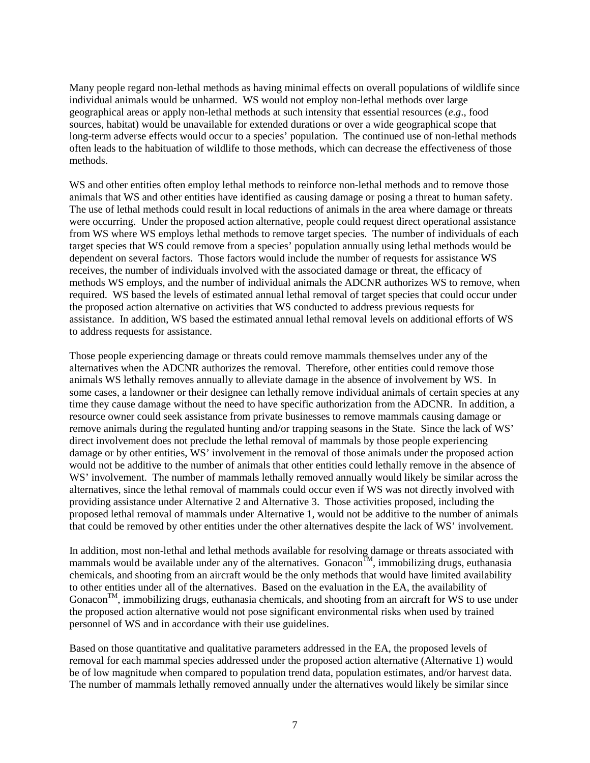Many people regard non-lethal methods as having minimal effects on overall populations of wildlife since individual animals would be unharmed. WS would not employ non-lethal methods over large geographical areas or apply non-lethal methods at such intensity that essential resources (*e.g*., food sources, habitat) would be unavailable for extended durations or over a wide geographical scope that long-term adverse effects would occur to a species' population. The continued use of non-lethal methods often leads to the habituation of wildlife to those methods, which can decrease the effectiveness of those methods.

WS and other entities often employ lethal methods to reinforce non-lethal methods and to remove those animals that WS and other entities have identified as causing damage or posing a threat to human safety. The use of lethal methods could result in local reductions of animals in the area where damage or threats were occurring. Under the proposed action alternative, people could request direct operational assistance from WS where WS employs lethal methods to remove target species. The number of individuals of each target species that WS could remove from a species' population annually using lethal methods would be dependent on several factors. Those factors would include the number of requests for assistance WS receives, the number of individuals involved with the associated damage or threat, the efficacy of methods WS employs, and the number of individual animals the ADCNR authorizes WS to remove, when required. WS based the levels of estimated annual lethal removal of target species that could occur under the proposed action alternative on activities that WS conducted to address previous requests for assistance. In addition, WS based the estimated annual lethal removal levels on additional efforts of WS to address requests for assistance.

Those people experiencing damage or threats could remove mammals themselves under any of the alternatives when the ADCNR authorizes the removal. Therefore, other entities could remove those animals WS lethally removes annually to alleviate damage in the absence of involvement by WS. In some cases, a landowner or their designee can lethally remove individual animals of certain species at any time they cause damage without the need to have specific authorization from the ADCNR. In addition, a resource owner could seek assistance from private businesses to remove mammals causing damage or remove animals during the regulated hunting and/or trapping seasons in the State. Since the lack of WS' direct involvement does not preclude the lethal removal of mammals by those people experiencing damage or by other entities, WS' involvement in the removal of those animals under the proposed action would not be additive to the number of animals that other entities could lethally remove in the absence of WS' involvement. The number of mammals lethally removed annually would likely be similar across the alternatives, since the lethal removal of mammals could occur even if WS was not directly involved with providing assistance under Alternative 2 and Alternative 3. Those activities proposed, including the proposed lethal removal of mammals under Alternative 1, would not be additive to the number of animals that could be removed by other entities under the other alternatives despite the lack of WS' involvement.

In addition, most non-lethal and lethal methods available for resolving damage or threats associated with mammals would be available under any of the alternatives. Gonacon™, immobilizing drugs, euthanasia chemicals, and shooting from an aircraft would be the only methods that would have limited availability to other entities under all of the alternatives. Based on the evaluation in the EA, the availability of Gonacon™, immobilizing drugs, euthanasia chemicals, and shooting from an aircraft for WS to use under the proposed action alternative would not pose significant environmental risks when used by trained personnel of WS and in accordance with their use guidelines.

Based on those quantitative and qualitative parameters addressed in the EA, the proposed levels of removal for each mammal species addressed under the proposed action alternative (Alternative 1) would be of low magnitude when compared to population trend data, population estimates, and/or harvest data. The number of mammals lethally removed annually under the alternatives would likely be similar since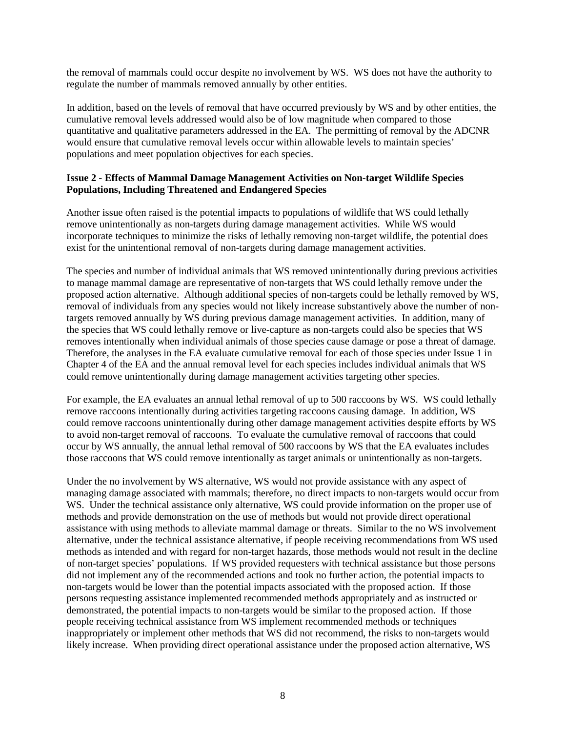the removal of mammals could occur despite no involvement by WS. WS does not have the authority to regulate the number of mammals removed annually by other entities.

In addition, based on the levels of removal that have occurred previously by WS and by other entities, the cumulative removal levels addressed would also be of low magnitude when compared to those quantitative and qualitative parameters addressed in the EA. The permitting of removal by the ADCNR would ensure that cumulative removal levels occur within allowable levels to maintain species' populations and meet population objectives for each species.

**Issue 2 - Effects of Mammal Damage Management Activities on Non-target Wildlife Species Populations, Including Threatened and Endangered Species**

Another issue often raised is the potential impacts to populations of wildlife that WS could lethally remove unintentionally as non-targets during damage management activities. While WS would incorporate techniques to minimize the risks of lethally removing non-target wildlife, the potential does exist for the unintentional removal of non-targets during damage management activities.

The species and number of individual animals that WS removed unintentionally during previous activities to manage mammal damage are representative of non-targets that WS could lethally remove under the proposed action alternative. Although additional species of non-targets could be lethally removed by WS, removal of individuals from any species would not likely increase substantively above the number of non-targets removed annually by WS during previous damage management activities. In addition, many of the species that WS could lethally remove or live-capture as non-targets could also be species that WS removes intentionally when individual animals of those species cause damage or pose a threat of damage. Therefore, the analyses in the EA evaluate cumulative removal for each of those species under Issue 1 in Chapter 4 of the EA and the annual removal level for each species includes individual animals that WS could remove unintentionally during damage management activities targeting other species.

For example, the EA evaluates an annual lethal removal of up to 500 raccoons by WS. WS could lethally remove raccoons intentionally during activities targeting raccoons causing damage. In addition, WS could remove raccoons unintentionally during other damage management activities despite efforts by WS to avoid non-target removal of raccoons. To evaluate the cumulative removal of raccoons that could occur by WS annually, the annual lethal removal of 500 raccoons by WS that the EA evaluates includes those raccoons that WS could remove intentionally as target animals or unintentionally as non-targets.

Under the no involvement by WS alternative, WS would not provide assistance with any aspect of managing damage associated with mammals; therefore, no direct impacts to non-targets would occur from WS. Under the technical assistance only alternative, WS could provide information on the proper use of methods and provide demonstration on the use of methods but would not provide direct operational assistance with using methods to alleviate mammal damage or threats. Similar to the no WS involvement alternative, under the technical assistance alternative, if people receiving recommendations from WS used methods as intended and with regard for non-target hazards, those methods would not result in the decline of non-target species' populations. If WS provided requesters with technical assistance but those persons did not implement any of the recommended actions and took no further action, the potential impacts to non-targets would be lower than the potential impacts associated with the proposed action. If those persons requesting assistance implemented recommended methods appropriately and as instructed or demonstrated, the potential impacts to non-targets would be similar to the proposed action. If those people receiving technical assistance from WS implement recommended methods or techniques inappropriately or implement other methods that WS did not recommend, the risks to non-targets would likely increase. When providing direct operational assistance under the proposed action alternative, WS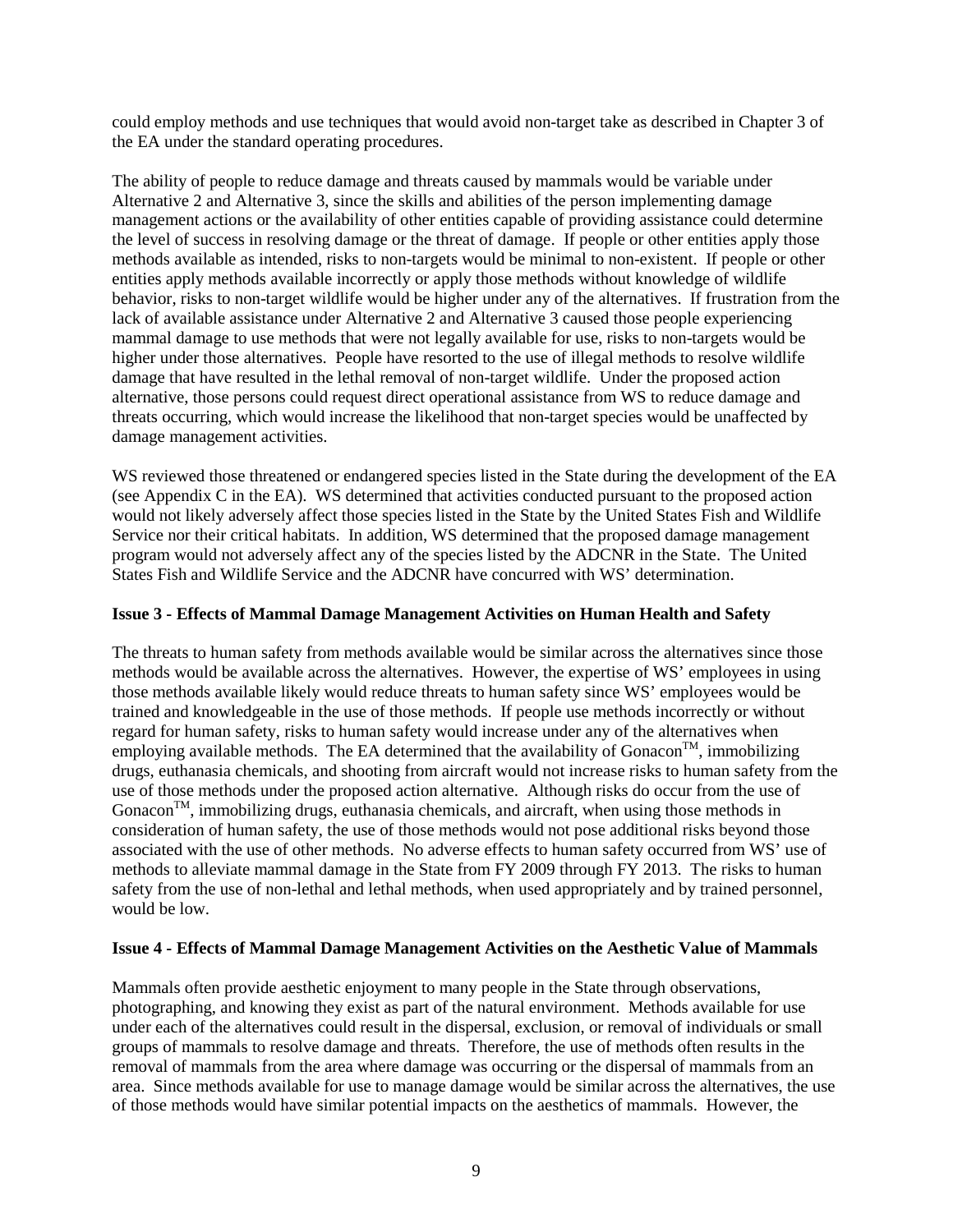could employ methods and use techniques that would avoid non-target take as described in Chapter 3 of the EA under the standard operating procedures.

The ability of people to reduce damage and threats caused by mammals would be variable under Alternative 2 and Alternative 3, since the skills and abilities of the person implementing damage management actions or the availability of other entities capable of providing assistance could determine the level of success in resolving damage or the threat of damage. If people or other entities apply those methods available as intended, risks to non-targets would be minimal to non-existent. If people or other entities apply methods available incorrectly or apply those methods without knowledge of wildlife behavior, risks to non-target wildlife would be higher under any of the alternatives. If frustration from the lack of available assistance under Alternative 2 and Alternative 3 caused those people experiencing mammal damage to use methods that were not legally available for use, risks to non-targets would be higher under those alternatives. People have resorted to the use of illegal methods to resolve wildlife damage that have resulted in the lethal removal of non-target wildlife. Under the proposed action alternative, those persons could request direct operational assistance from WS to reduce damage and threats occurring, which would increase the likelihood that non-target species would be unaffected by damage management activities.

WS reviewed those threatened or endangered species listed in the State during the development of the EA (see Appendix C in the EA). WS determined that activities conducted pursuant to the proposed action would not likely adversely affect those species listed in the State by the United States Fish and Wildlife Service nor their critical habitats. In addition, WS determined that the proposed damage management program would not adversely affect any of the species listed by the ADCNR in the State. The United States Fish and Wildlife Service and the ADCNR have concurred with WS' determination.

**Issue 3 - Effects of Mammal Damage Management Activities on Human Health and Safety**

The threats to human safety from methods available would be similar across the alternatives since those methods would be available across the alternatives. However, the expertise of WS' employees in using those methods available likely would reduce threats to human safety since WS' employees would be trained and knowledgeable in the use of those methods. If people use methods incorrectly or without regard for human safety, risks to human safety would increase under any of the alternatives when employing available methods. The EA determined that the availability of Gonacon™, immobilizing drugs, euthanasia chemicals, and shooting from aircraft would not increase risks to human safety from the use of those methods under the proposed action alternative. Although risks do occur from the use of Gonacon™, immobilizing drugs, euthanasia chemicals, and aircraft, when using those methods in consideration of human safety, the use of those methods would not pose additional risks beyond those associated with the use of other methods. No adverse effects to human safety occurred from WS' use of methods to alleviate mammal damage in the State from FY 2009 through FY 2013. The risks to human safety from the use of non-lethal and lethal methods, when used appropriately and by trained personnel, would be low.

**Issue 4 - Effects of Mammal Damage Management Activities on the Aesthetic Value of Mammals**

Mammals often provide aesthetic enjoyment to many people in the State through observations, photographing, and knowing they exist as part of the natural environment. Methods available for use under each of the alternatives could result in the dispersal, exclusion, or removal of individuals or small groups of mammals to resolve damage and threats. Therefore, the use of methods often results in the removal of mammals from the area where damage was occurring or the dispersal of mammals from an area. Since methods available for use to manage damage would be similar across the alternatives, the use of those methods would have similar potential impacts on the aesthetics of mammals. However, the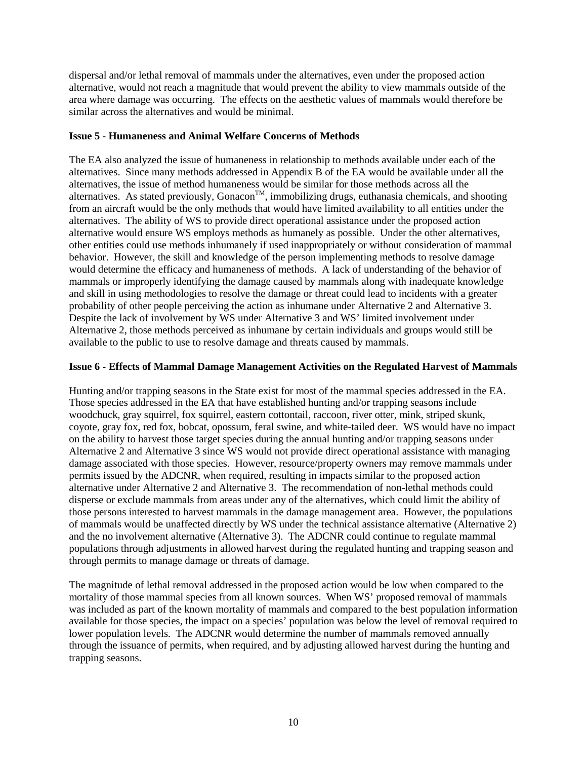dispersal and/or lethal removal of mammals under the alternatives, even under the proposed action alternative, would not reach a magnitude that would prevent the ability to view mammals outside of the area where damage was occurring. The effects on the aesthetic values of mammals would therefore be similar across the alternatives and would be minimal.

**Issue 5 - Humaneness and Animal Welfare Concerns of Methods**

The EA also analyzed the issue of humaneness in relationship to methods available under each of the alternatives. Since many methods addressed in Appendix B of the EA would be available under all the alternatives, the issue of method humaneness would be similar for those methods across all the alternatives. As stated previously, Gonacon™, immobilizing drugs, euthanasia chemicals, and shooting from an aircraft would be the only methods that would have limited availability to all entities under the alternatives. The ability of WS to provide direct operational assistance under the proposed action alternative would ensure WS employs methods as humanely as possible. Under the other alternatives, other entities could use methods inhumanely if used inappropriately or without consideration of mammal behavior. However, the skill and knowledge of the person implementing methods to resolve damage would determine the efficacy and humaneness of methods. A lack of understanding of the behavior of mammals or improperly identifying the damage caused by mammals along with inadequate knowledge and skill in using methodologies to resolve the damage or threat could lead to incidents with a greater probability of other people perceiving the action as inhumane under Alternative 2 and Alternative 3. Despite the lack of involvement by WS under Alternative 3 and WS' limited involvement under Alternative 2, those methods perceived as inhumane by certain individuals and groups would still be available to the public to use to resolve damage and threats caused by mammals.

**Issue 6 - Effects of Mammal Damage Management Activities on the Regulated Harvest of Mammals**

Hunting and/or trapping seasons in the State exist for most of the mammal species addressed in the EA. Those species addressed in the EA that have established hunting and/or trapping seasons include woodchuck, gray squirrel, fox squirrel, eastern cottontail, raccoon, river otter, mink, striped skunk, coyote, gray fox, red fox, bobcat, opossum, feral swine, and white-tailed deer. WS would have no impact on the ability to harvest those target species during the annual hunting and/or trapping seasons under Alternative 2 and Alternative 3 since WS would not provide direct operational assistance with managing damage associated with those species. However, resource/property owners may remove mammals under permits issued by the ADCNR, when required, resulting in impacts similar to the proposed action alternative under Alternative 2 and Alternative 3. The recommendation of non-lethal methods could disperse or exclude mammals from areas under any of the alternatives, which could limit the ability of those persons interested to harvest mammals in the damage management area. However, the populations of mammals would be unaffected directly by WS under the technical assistance alternative (Alternative 2) and the no involvement alternative (Alternative 3). The ADCNR could continue to regulate mammal populations through adjustments in allowed harvest during the regulated hunting and trapping season and through permits to manage damage or threats of damage.

The magnitude of lethal removal addressed in the proposed action would be low when compared to the mortality of those mammal species from all known sources. When WS' proposed removal of mammals was included as part of the known mortality of mammals and compared to the best population information available for those species, the impact on a species' population was below the level of removal required to lower population levels. The ADCNR would determine the number of mammals removed annually through the issuance of permits, when required, and by adjusting allowed harvest during the hunting and trapping seasons.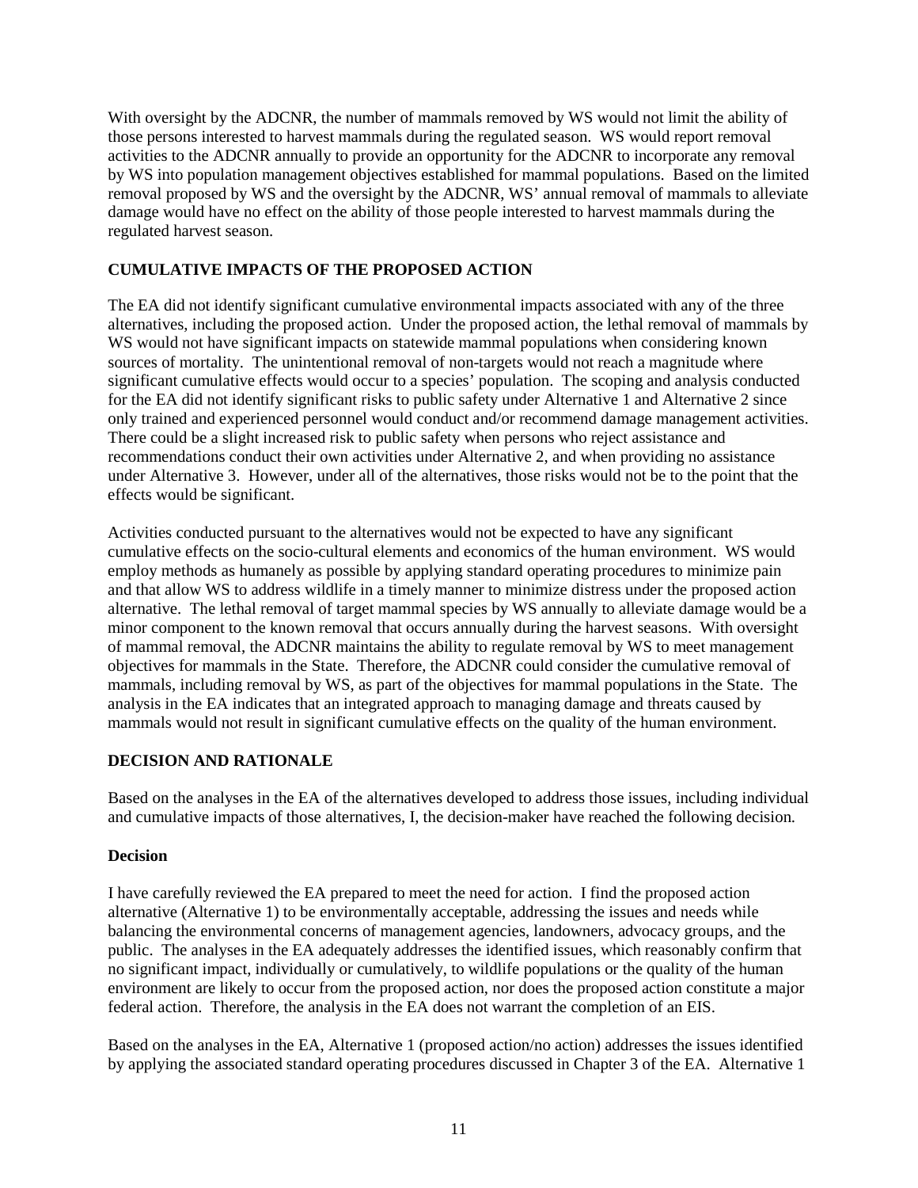With oversight by the ADCNR, the number of mammals removed by WS would not limit the ability of those persons interested to harvest mammals during the regulated season. WS would report removal activities to the ADCNR annually to provide an opportunity for the ADCNR to incorporate any removal by WS into population management objectives established for mammal populations. Based on the limited removal proposed by WS and the oversight by the ADCNR, WS' annual removal of mammals to alleviate damage would have no effect on the ability of those people interested to harvest mammals during the regulated harvest season.

## CUMULATIVE IMPACTS OF THE PROPOSED ACTION

The EA did not identify significant cumulative environmental impacts associated with any of the three alternatives, including the proposed action. Under the proposed action, the lethal removal of mammals by WS would not have significant impacts on statewide mammal populations when considering known sources of mortality. The unintentional removal of non-targets would not reach a magnitude where significant cumulative effects would occur to a species' population. The scoping and analysis conducted for the EA did not identify significant risks to public safety under Alternative 1 and Alternative 2 since only trained and experienced personnel would conduct and/or recommend damage management activities. There could be a slight increased risk to public safety when persons who reject assistance and recommendations conduct their own activities under Alternative 2, and when providing no assistance under Alternative 3. However, under all of the alternatives, those risks would not be to the point that the effects would be significant.

Activities conducted pursuant to the alternatives would not be expected to have any significant cumulative effects on the socio-cultural elements and economics of the human environment. WS would employ methods as humanely as possible by applying standard operating procedures to minimize pain and that allow WS to address wildlife in a timely manner to minimize distress under the proposed action alternative. The lethal removal of target mammal species by WS annually to alleviate damage would be a minor component to the known removal that occurs annually during the harvest seasons. With oversight of mammal removal, the ADCNR maintains the ability to regulate removal by WS to meet management objectives for mammals in the State. Therefore, the ADCNR could consider the cumulative removal of mammals, including removal by WS, as part of the objectives for mammal populations in the State. The analysis in the EA indicates that an integrated approach to managing damage and threats caused by mammals would not result in significant cumulative effects on the quality of the human environment.

## DECISION AND RATIONALE

Based on the analyses in the EA of the alternatives developed to address those issues, including individual and cumulative impacts of those alternatives, I, the decision-maker have reached the following decision.

### Decision

I have carefully reviewed the EA prepared to meet the need for action. I find the proposed action alternative (Alternative 1) to be environmentally acceptable, addressing the issues and needs while balancing the environmental concerns of management agencies, landowners, advocacy groups, and the public. The analyses in the EA adequately addresses the identified issues, which reasonably confirm that no significant impact, individually or cumulatively, to wildlife populations or the quality of the human environment are likely to occur from the proposed action, nor does the proposed action constitute a major federal action. Therefore, the analysis in the EA does not warrant the completion of an EIS.

Based on the analyses in the EA, Alternative 1 (proposed action/no action) addresses the issues identified by applying the associated standard operating procedures discussed in Chapter 3 of the EA. Alternative 1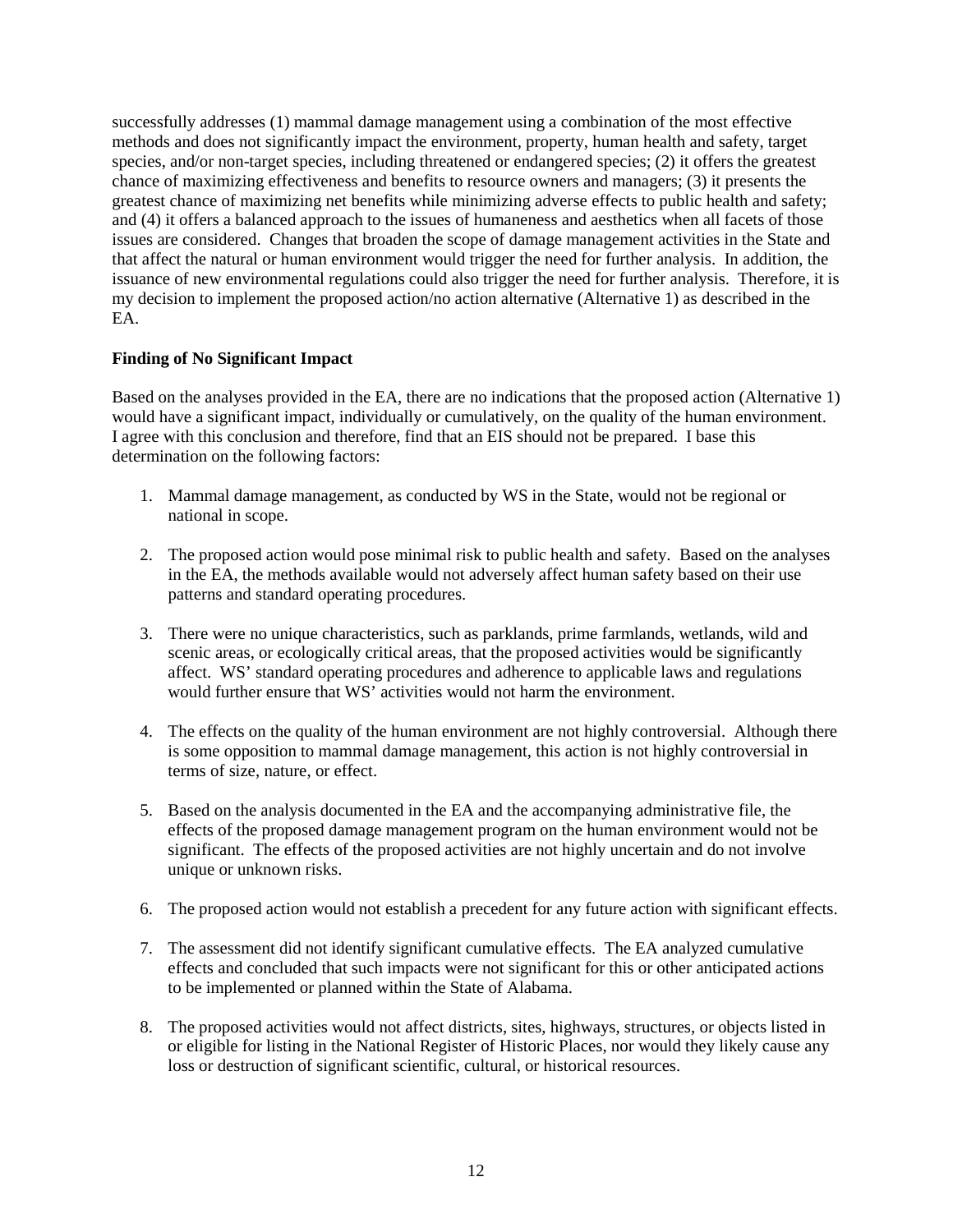successfully addresses (1) mammal damage management using a combination of the most effective methods and does not significantly impact the environment, property, human health and safety, target species, and/or non-target species, including threatened or endangered species; (2) it offers the greatest chance of maximizing effectiveness and benefits to resource owners and managers; (3) it presents the greatest chance of maximizing net benefits while minimizing adverse effects to public health and safety; and (4) it offers a balanced approach to the issues of humaneness and aesthetics when all facets of those issues are considered. Changes that broaden the scope of damage management activities in the State and that affect the natural or human environment would trigger the need for further analysis. In addition, the issuance of new environmental regulations could also trigger the need for further analysis. Therefore, it is my decision to implement the proposed action/no action alternative (Alternative 1) as described in the EA.

**Finding of No Significant Impact**

Based on the analyses provided in the EA, there are no indications that the proposed action (Alternative 1) would have a significant impact, individually or cumulatively, on the quality of the human environment. I agree with this conclusion and therefore, find that an EIS should not be prepared. I base this determination on the following factors:

1. Mammal damage management, as conducted by WS in the State, would not be regional or national in scope.

2. The proposed action would pose minimal risk to public health and safety. Based on the analyses in the EA, the methods available would not adversely affect human safety based on their use patterns and standard operating procedures.

3. There were no unique characteristics, such as parklands, prime farmlands, wetlands, wild and scenic areas, or ecologically critical areas, that the proposed activities would be significantly affect. WS' standard operating procedures and adherence to applicable laws and regulations would further ensure that WS' activities would not harm the environment.

4. The effects on the quality of the human environment are not highly controversial. Although there is some opposition to mammal damage management, this action is not highly controversial in terms of size, nature, or effect.

5. Based on the analysis documented in the EA and the accompanying administrative file, the effects of the proposed damage management program on the human environment would not be significant. The effects of the proposed activities are not highly uncertain and do not involve unique or unknown risks.

6. The proposed action would not establish a precedent for any future action with significant effects.

7. The assessment did not identify significant cumulative effects. The EA analyzed cumulative effects and concluded that such impacts were not significant for this or other anticipated actions to be implemented or planned within the State of Alabama.

8. The proposed activities would not affect districts, sites, highways, structures, or objects listed in or eligible for listing in the National Register of Historic Places, nor would they likely cause any loss or destruction of significant scientific, cultural, or historical resources.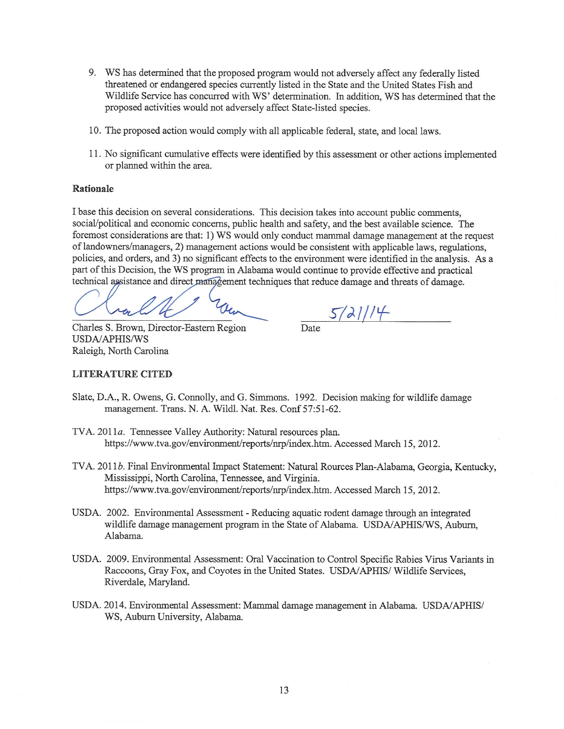9. WS has determined that the proposed program would not adversely affect any federally listed threatened or endangered species currently listed in the State and the United States Fish and Wildlife Service has concurred with WS' determination. In addition, WS has determined that the proposed activities would not adversely affect State-listed species.

10. The proposed action would comply with all applicable federal, state, and local laws.

11. No significant cumulative effects were identified by this assessment or other actions implemented or planned within the area.

**Rationale**

I base this decision on several considerations. This decision takes into account public comments, social/political and economic concerns, public health and safety, and the best available science. The foremost considerations are that: 1) WS would conduct only mammal damage management at the request of landowners/managers, 2) management actions would be consistent with applicable laws, regulations, policies, and orders, and 3) no significant effects to the environment were identified in the analysis. As a part of this Decision, the WS program in Alabama would continue to provide effective and practical technical assistance and direct management techniques that reduce damage and threats of damage.

Charles S. Brown, Director-Eastern Region
USDA/APHIS/WS
Raleigh, North Carolina

5/21/14
Date

**LITERATURE CITED**

Slate, D.A., R. Owens, G. Connolly, and G. Simmons. 1992. Decision making for wildlife damage management. Trans. N. A. Wildl. Nat. Res. Conf 57:51-62.

TVA. 2011*a*. Tennessee Valley Authority: Natural resources plan. https://www.tva.gov/environment/reports/nrp/index.htm. Accessed March 15, 2012.

TVA. 2011*b*. Final Environmental Impact Statement: Natural Rources Plan-Alabama, Georgia, Kentucky, Mississippi, North Carolina, Tennessee, and Virginia. https://www.tva.gov/environment/reports/nrp/index.htm. Accessed March 15, 2012.

USDA. 2002. Environmental Assessment - Reducing aquatic rodent damage through an integrated wildlife damage management program in the State of Alabama. USDA/APHIS/WS, Auburn, Alabama.

USDA. 2009. Environmental Assessment: Oral Vaccination to Control Specific Rabies Virus Variants in Raccoons, Gray Fox, and Coyotes in the United States. USDA/APHIS/ Wildlife Services, Riverdale, Maryland.

USDA. 2014. Environmental Assessment: Mammal damage management in Alabama. USDA/APHIS/ WS, Auburn University, Alabama.